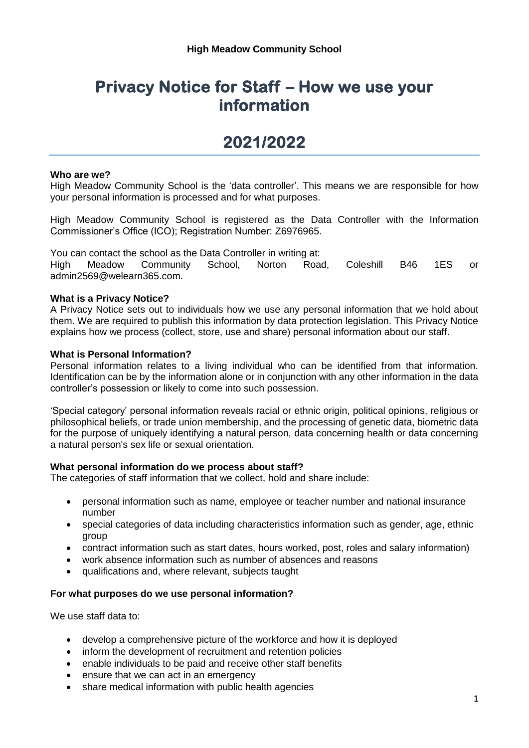**High Meadow Community School**

# Privacy Notice for Staff – How we use your information

# 2021/2022

**Who are we?**
High Meadow Community School is the 'data controller'. This means we are responsible for how your personal information is processed and for what purposes.

High Meadow Community School is registered as the Data Controller with the Information Commissioner's Office (ICO); Registration Number: Z6976965.

You can contact the school as the Data Controller in writing at:
High Meadow Community School, Norton Road, Coleshill B46 1ES or admin2569@welearn365.com.

**What is a Privacy Notice?**
A Privacy Notice sets out to individuals how we use any personal information that we hold about them. We are required to publish this information by data protection legislation. This Privacy Notice explains how we process (collect, store, use and share) personal information about our staff.

**What is Personal Information?**
Personal information relates to a living individual who can be identified from that information. Identification can be by the information alone or in conjunction with any other information in the data controller's possession or likely to come into such possession.

'Special category' personal information reveals racial or ethnic origin, political opinions, religious or philosophical beliefs, or trade union membership, and the processing of genetic data, biometric data for the purpose of uniquely identifying a natural person, data concerning health or data concerning a natural person's sex life or sexual orientation.

**What personal information do we process about staff?**
The categories of staff information that we collect, hold and share include:

- personal information such as name, employee or teacher number and national insurance number
- special categories of data including characteristics information such as gender, age, ethnic group
- contract information such as start dates, hours worked, post, roles and salary information)
- work absence information such as number of absences and reasons
- qualifications and, where relevant, subjects taught

**For what purposes do we use personal information?**

We use staff data to:

- develop a comprehensive picture of the workforce and how it is deployed
- inform the development of recruitment and retention policies
- enable individuals to be paid and receive other staff benefits
- ensure that we can act in an emergency
- share medical information with public health agencies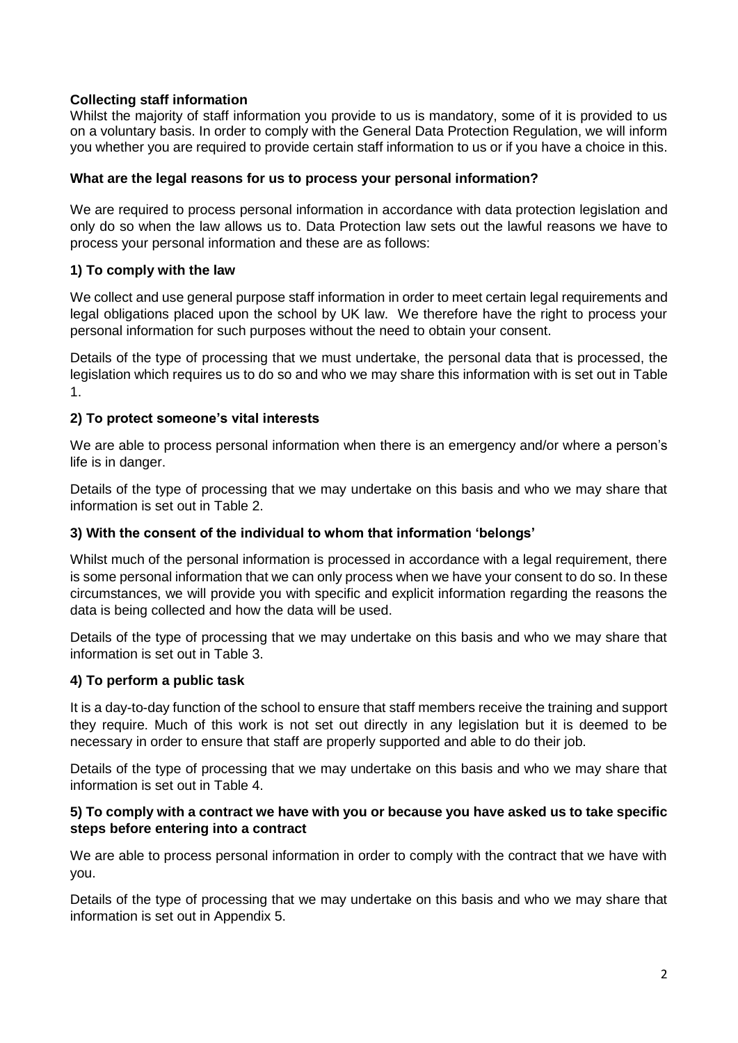**Collecting staff information**

Whilst the majority of staff information you provide to us is mandatory, some of it is provided to us on a voluntary basis. In order to comply with the General Data Protection Regulation, we will inform you whether you are required to provide certain staff information to us or if you have a choice in this.

**What are the legal reasons for us to process your personal information?**

We are required to process personal information in accordance with data protection legislation and only do so when the law allows us to. Data Protection law sets out the lawful reasons we have to process your personal information and these are as follows:

**1) To comply with the law**

We collect and use general purpose staff information in order to meet certain legal requirements and legal obligations placed upon the school by UK law. We therefore have the right to process your personal information for such purposes without the need to obtain your consent.

Details of the type of processing that we must undertake, the personal data that is processed, the legislation which requires us to do so and who we may share this information with is set out in Table 1.

**2) To protect someone's vital interests**

We are able to process personal information when there is an emergency and/or where a person's life is in danger.

Details of the type of processing that we may undertake on this basis and who we may share that information is set out in Table 2.

**3) With the consent of the individual to whom that information 'belongs'**

Whilst much of the personal information is processed in accordance with a legal requirement, there is some personal information that we can only process when we have your consent to do so. In these circumstances, we will provide you with specific and explicit information regarding the reasons the data is being collected and how the data will be used.

Details of the type of processing that we may undertake on this basis and who we may share that information is set out in Table 3.

**4) To perform a public task**

It is a day-to-day function of the school to ensure that staff members receive the training and support they require. Much of this work is not set out directly in any legislation but it is deemed to be necessary in order to ensure that staff are properly supported and able to do their job.

Details of the type of processing that we may undertake on this basis and who we may share that information is set out in Table 4.

**5) To comply with a contract we have with you or because you have asked us to take specific steps before entering into a contract**

We are able to process personal information in order to comply with the contract that we have with you.

Details of the type of processing that we may undertake on this basis and who we may share that information is set out in Appendix 5.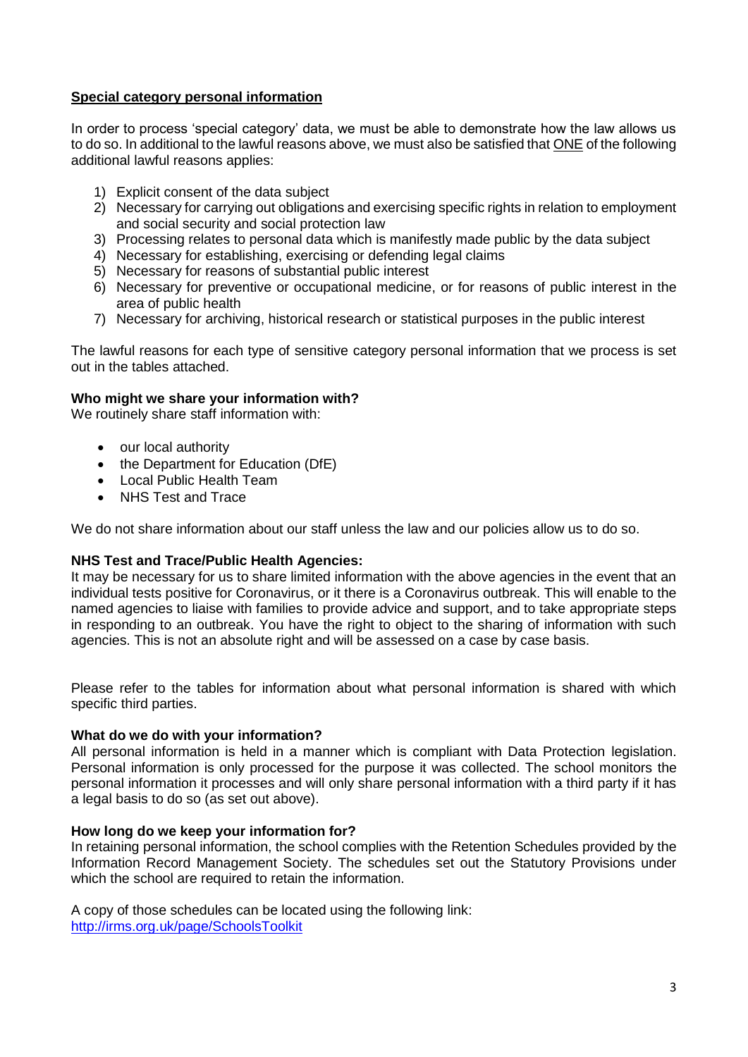**Special category personal information**

In order to process 'special category' data, we must be able to demonstrate how the law allows us to do so. In additional to the lawful reasons above, we must also be satisfied that ONE of the following additional lawful reasons applies:

1) Explicit consent of the data subject
2) Necessary for carrying out obligations and exercising specific rights in relation to employment and social security and social protection law
3) Processing relates to personal data which is manifestly made public by the data subject
4) Necessary for establishing, exercising or defending legal claims
5) Necessary for reasons of substantial public interest
6) Necessary for preventive or occupational medicine, or for reasons of public interest in the area of public health
7) Necessary for archiving, historical research or statistical purposes in the public interest

The lawful reasons for each type of sensitive category personal information that we process is set out in the tables attached.

**Who might we share your information with?**
We routinely share staff information with:

- our local authority
- the Department for Education (DfE)
- Local Public Health Team
- NHS Test and Trace

We do not share information about our staff unless the law and our policies allow us to do so.

**NHS Test and Trace/Public Health Agencies:**
It may be necessary for us to share limited information with the above agencies in the event that an individual tests positive for Coronavirus, or it there is a Coronavirus outbreak. This will enable to the named agencies to liaise with families to provide advice and support, and to take appropriate steps in responding to an outbreak. You have the right to object to the sharing of information with such agencies. This is not an absolute right and will be assessed on a case by case basis.

Please refer to the tables for information about what personal information is shared with which specific third parties.

**What do we do with your information?**
All personal information is held in a manner which is compliant with Data Protection legislation. Personal information is only processed for the purpose it was collected. The school monitors the personal information it processes and will only share personal information with a third party if it has a legal basis to do so (as set out above).

**How long do we keep your information for?**
In retaining personal information, the school complies with the Retention Schedules provided by the Information Record Management Society. The schedules set out the Statutory Provisions under which the school are required to retain the information.

A copy of those schedules can be located using the following link:
http://irms.org.uk/page/SchoolsToolkit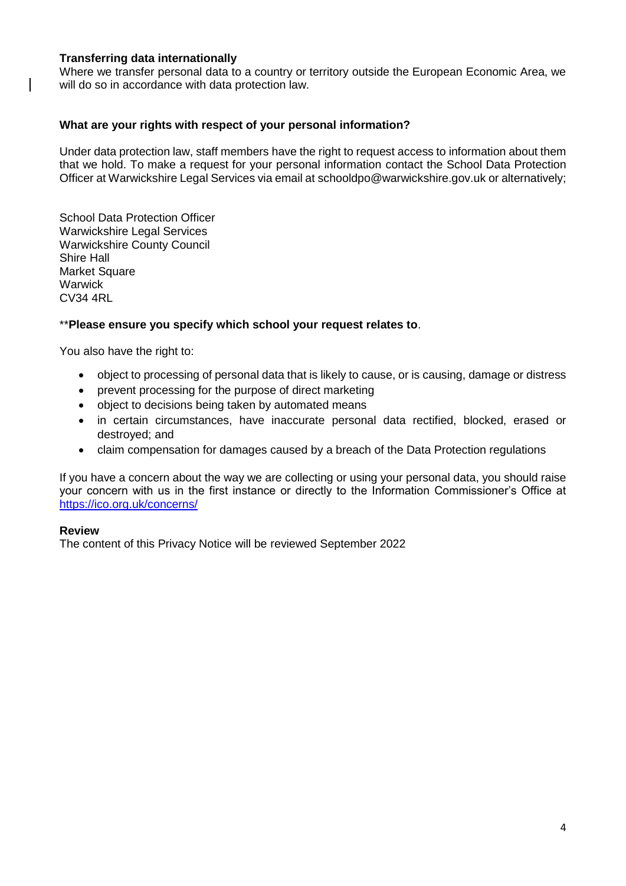**Transferring data internationally**

Where we transfer personal data to a country or territory outside the European Economic Area, we will do so in accordance with data protection law.

**What are your rights with respect of your personal information?**

Under data protection law, staff members have the right to request access to information about them that we hold. To make a request for your personal information contact the School Data Protection Officer at Warwickshire Legal Services via email at schooldpo@warwickshire.gov.uk or alternatively;

School Data Protection Officer
Warwickshire Legal Services
Warwickshire County Council
Shire Hall
Market Square
Warwick
CV34 4RL

\*\***Please ensure you specify which school your request relates to**.

You also have the right to:

- object to processing of personal data that is likely to cause, or is causing, damage or distress
- prevent processing for the purpose of direct marketing
- object to decisions being taken by automated means
- in certain circumstances, have inaccurate personal data rectified, blocked, erased or destroyed; and
- claim compensation for damages caused by a breach of the Data Protection regulations

If you have a concern about the way we are collecting or using your personal data, you should raise your concern with us in the first instance or directly to the Information Commissioner's Office at https://ico.org.uk/concerns/

**Review**

The content of this Privacy Notice will be reviewed September 2022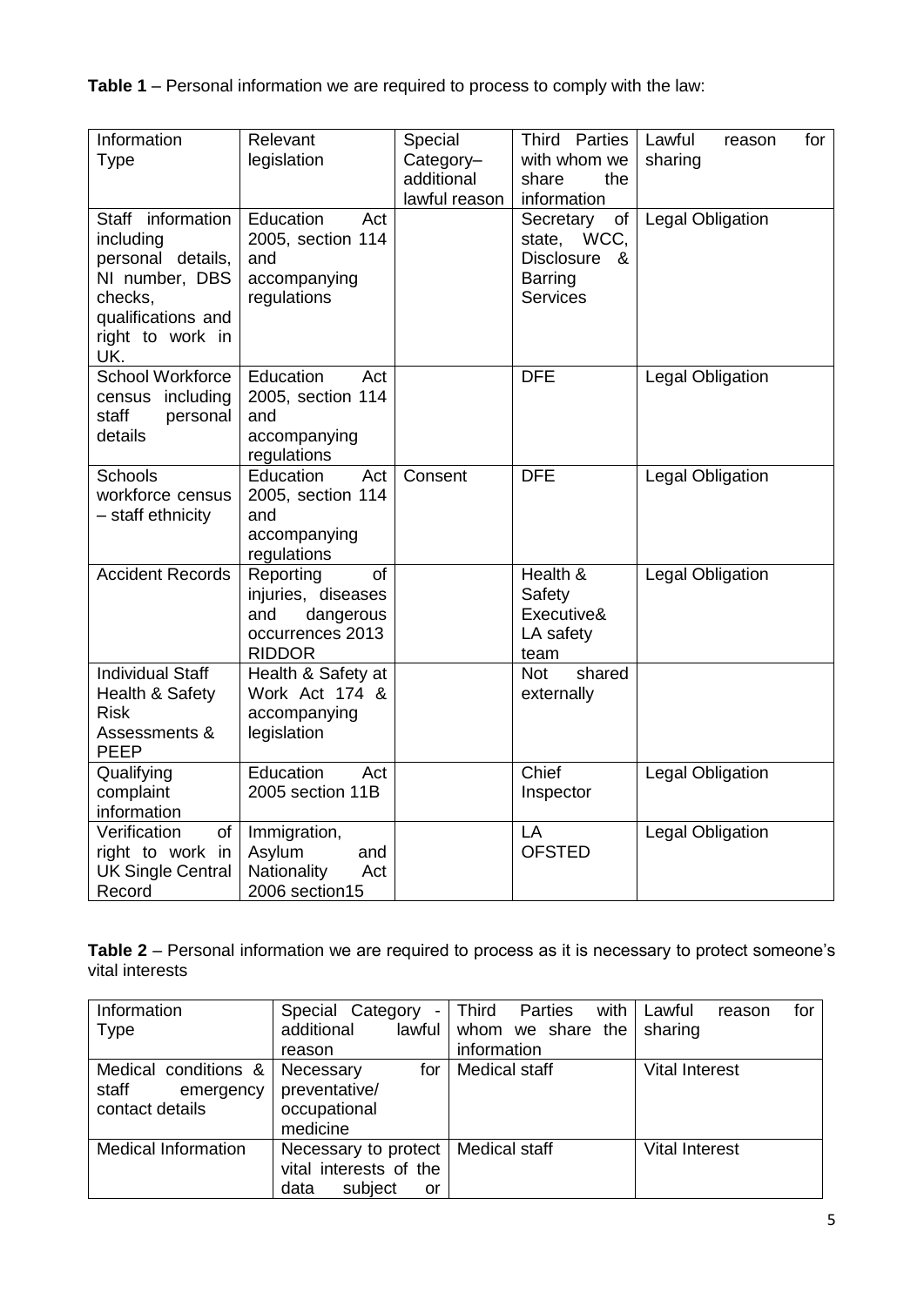**Table 1** – Personal information we are required to process to comply with the law:

| Information Type | Relevant legislation | Special Category– additional lawful reason | Third Parties with whom we share the information | Lawful reason for sharing |
|---|---|---|---|---|
| Staff information including personal details, NI number, DBS checks, qualifications and right to work in UK. | Education Act 2005, section 114 and accompanying regulations | | Secretary of state, WCC, Disclosure & Barring Services | Legal Obligation |
| School Workforce census including staff personal details | Education Act 2005, section 114 and accompanying regulations | | DFE | Legal Obligation |
| Schools workforce census – staff ethnicity | Education Act 2005, section 114 and accompanying regulations | Consent | DFE | Legal Obligation |
| Accident Records | Reporting of injuries, diseases and dangerous occurrences 2013 RIDDOR | | Health & Safety Executive& LA safety team | Legal Obligation |
| Individual Staff Health & Safety Risk Assessments & PEEP | Health & Safety at Work Act 174 & accompanying legislation | | Not shared externally | |
| Qualifying complaint information | Education Act 2005 section 11B | | Chief Inspector | Legal Obligation |
| Verification of right to work in UK Single Central Record | Immigration, Asylum and Nationality Act 2006 section15 | | LA OFSTED | Legal Obligation |

**Table 2** – Personal information we are required to process as it is necessary to protect someone's vital interests

| Information Type | Special Category - additional lawful reason | Third Parties with whom we share the information | Lawful reason for sharing |
|---|---|---|---|
| Medical conditions & staff emergency contact details | Necessary for preventative/ occupational medicine | Medical staff | Vital Interest |
| Medical Information | Necessary to protect vital interests of the data subject or | Medical staff | Vital Interest |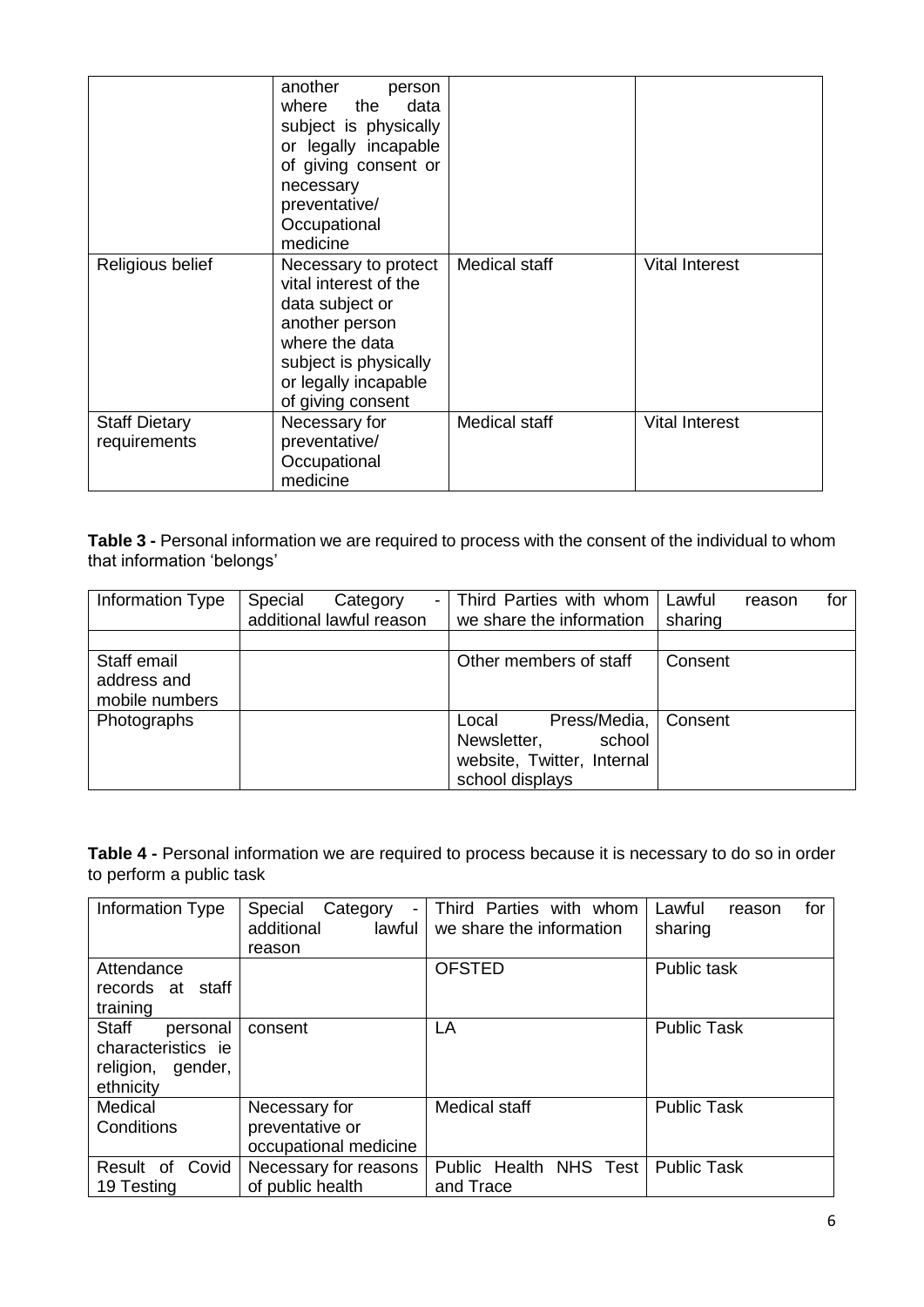|  | another person where the data subject is physically or legally incapable of giving consent or necessary preventative/ Occupational medicine |  |  |
| --- | --- | --- | --- |
| Religious belief | Necessary to protect vital interest of the data subject or another person where the data subject is physically or legally incapable of giving consent | Medical staff | Vital Interest |
| Staff Dietary requirements | Necessary for preventative/ Occupational medicine | Medical staff | Vital Interest |

**Table 3 -** Personal information we are required to process with the consent of the individual to whom that information 'belongs'

| Information Type | Special Category - additional lawful reason | Third Parties with whom we share the information | Lawful reason for sharing |
| --- | --- | --- | --- |
|  |  |  |  |
| Staff email address and mobile numbers |  | Other members of staff | Consent |
| Photographs |  | Local Press/Media, Newsletter, school website, Twitter, Internal school displays | Consent |

**Table 4 -** Personal information we are required to process because it is necessary to do so in order to perform a public task

| Information Type | Special Category - additional lawful reason | Third Parties with whom we share the information | Lawful reason for sharing |
| --- | --- | --- | --- |
| Attendance records at staff training |  | OFSTED | Public task |
| Staff personal characteristics ie religion, gender, ethnicity | consent | LA | Public Task |
| Medical Conditions | Necessary for preventative or occupational medicine | Medical staff | Public Task |
| Result of Covid 19 Testing | Necessary for reasons of public health | Public Health NHS Test and Trace | Public Task |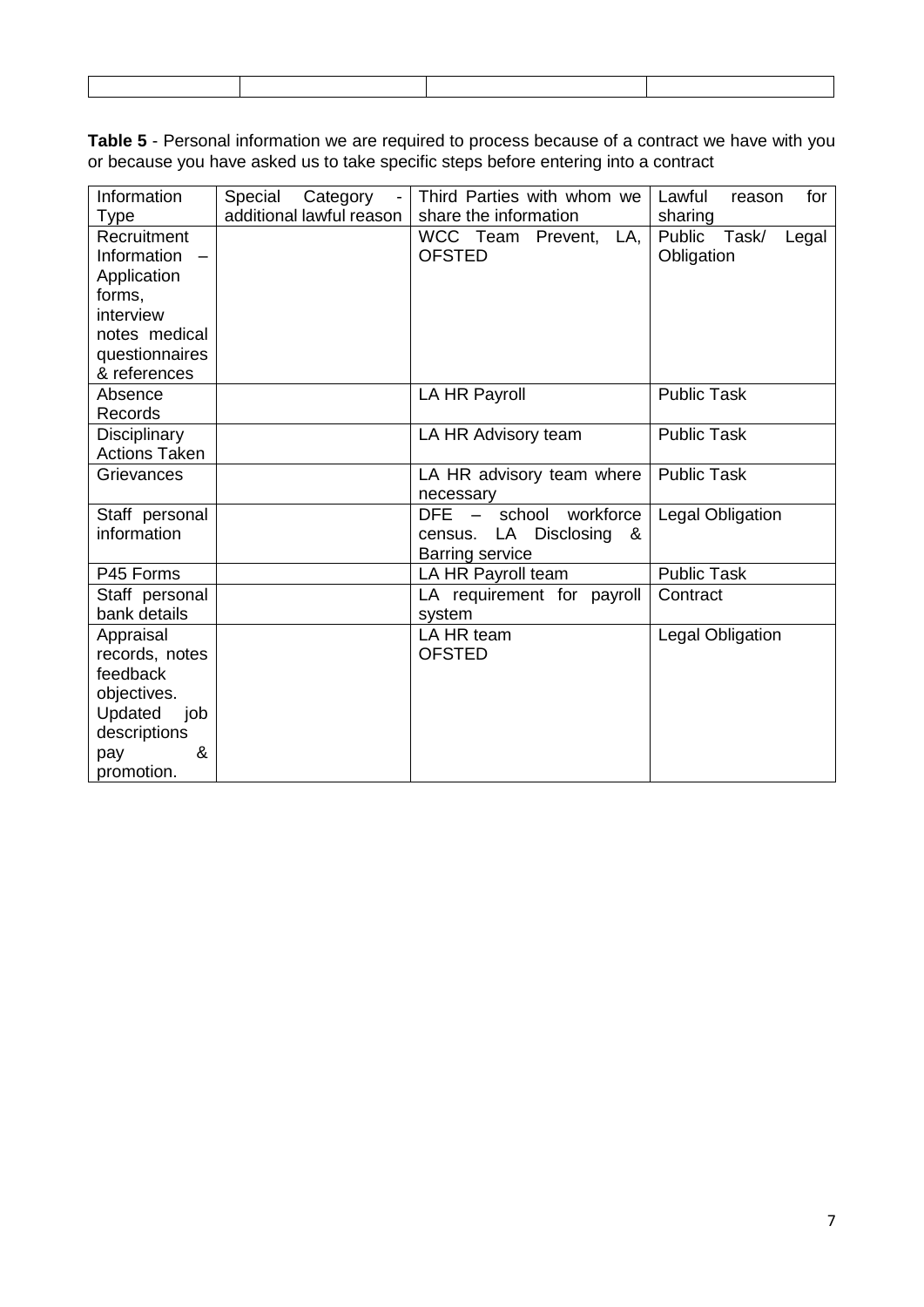**Table 5** - Personal information we are required to process because of a contract we have with you or because you have asked us to take specific steps before entering into a contract

| Information Type | Special Category - additional lawful reason | Third Parties with whom we share the information | Lawful reason for sharing |
|---|---|---|---|
| Recruitment Information – Application forms, interview notes medical questionnaires & references | | WCC Team Prevent, LA, OFSTED | Public Task/ Legal Obligation |
| Absence Records | | LA HR Payroll | Public Task |
| Disciplinary Actions Taken | | LA HR Advisory team | Public Task |
| Grievances | | LA HR advisory team where necessary | Public Task |
| Staff personal information | | DFE – school workforce census. LA Disclosing & Barring service | Legal Obligation |
| P45 Forms | | LA HR Payroll team | Public Task |
| Staff personal bank details | | LA requirement for payroll system | Contract |
| Appraisal records, notes feedback objectives. Updated job descriptions pay & promotion. | | LA HR team OFSTED | Legal Obligation |